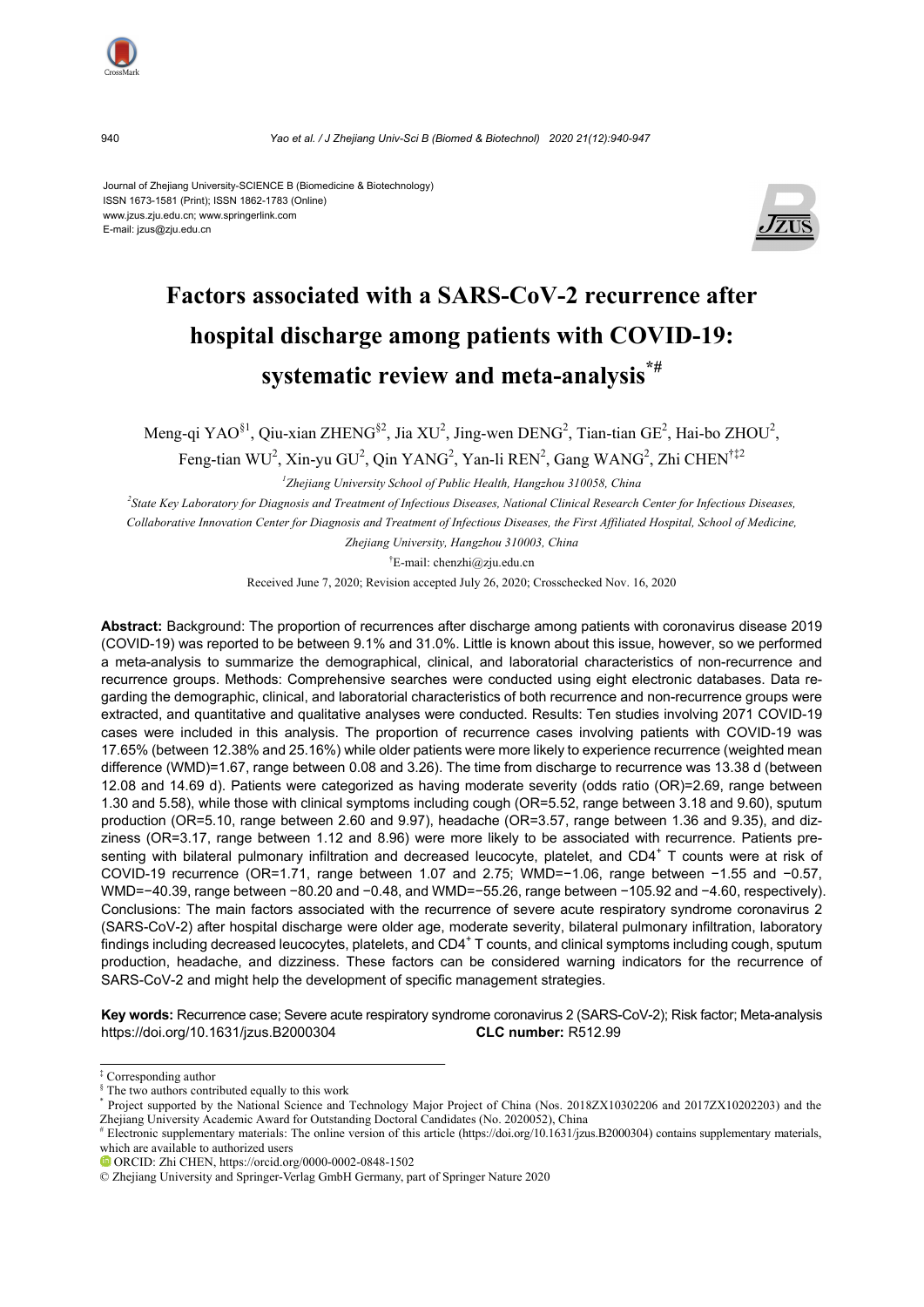Journal of Zhejiang University-SCIENCE B (Biomedicine & Biotechnology)
ISSN 1673-1581 (Print); ISSN 1862-1783 (Online)
www.jzus.zju.edu.cn; www.springerlink.com
E-mail: jzus@zju.edu.cn

# Factors associated with a SARS-CoV-2 recurrence after hospital discharge among patients with COVID-19: systematic review and meta-analysis[*#]

Meng-qi YAO[§1], Qiu-xian ZHENG[§2], Jia XU[2], Jing-wen DENG[2], Tian-tian GE[2], Hai-bo ZHOU[2], Feng-tian WU[2], Xin-yu GU[2], Qin YANG[2], Yan-li REN[2], Gang WANG[2], Zhi CHEN[†‡2]

[1]*Zhejiang University School of Public Health, Hangzhou 310058, China*

[2]*State Key Laboratory for Diagnosis and Treatment of Infectious Diseases, National Clinical Research Center for Infectious Diseases, Collaborative Innovation Center for Diagnosis and Treatment of Infectious Diseases, the First Affiliated Hospital, School of Medicine, Zhejiang University, Hangzhou 310003, China*

[†]E-mail: chenzhi@zju.edu.cn

Received June 7, 2020; Revision accepted July 26, 2020; Crosschecked Nov. 16, 2020

**Abstract:** Background: The proportion of recurrences after discharge among patients with coronavirus disease 2019 (COVID-19) was reported to be between 9.1% and 31.0%. Little is known about this issue, however, so we performed a meta-analysis to summarize the demographical, clinical, and laboratorial characteristics of non-recurrence and recurrence groups. Methods: Comprehensive searches were conducted using eight electronic databases. Data regarding the demographic, clinical, and laboratorial characteristics of both recurrence and non-recurrence groups were extracted, and quantitative and qualitative analyses were conducted. Results: Ten studies involving 2071 COVID-19 cases were included in this analysis. The proportion of recurrence cases involving patients with COVID-19 was 17.65% (between 12.38% and 25.16%) while older patients were more likely to experience recurrence (weighted mean difference (WMD)=1.67, range between 0.08 and 3.26). The time from discharge to recurrence was 13.38 d (between 12.08 and 14.69 d). Patients were categorized as having moderate severity (odds ratio (OR)=2.69, range between 1.30 and 5.58), while those with clinical symptoms including cough (OR=5.52, range between 3.18 and 9.60), sputum production (OR=5.10, range between 2.60 and 9.97), headache (OR=3.57, range between 1.36 and 9.35), and dizziness (OR=3.17, range between 1.12 and 8.96) were more likely to be associated with recurrence. Patients presenting with bilateral pulmonary infiltration and decreased leucocyte, platelet, and $CD4^+$ T counts were at risk of COVID-19 recurrence (OR=1.71, range between 1.07 and 2.75; WMD=−1.06, range between −1.55 and −0.57, WMD=−40.39, range between −80.20 and −0.48, and WMD=−55.26, range between −105.92 and −4.60, respectively). Conclusions: The main factors associated with the recurrence of severe acute respiratory syndrome coronavirus 2 (SARS-CoV-2) after hospital discharge were older age, moderate severity, bilateral pulmonary infiltration, laboratory findings including decreased leucocytes, platelets, and $CD4^+$ T counts, and clinical symptoms including cough, sputum production, headache, and dizziness. These factors can be considered warning indicators for the recurrence of SARS-CoV-2 and might help the development of specific management strategies.

**Key words:** Recurrence case; Severe acute respiratory syndrome coronavirus 2 (SARS-CoV-2); Risk factor; Meta-analysis
https://doi.org/10.1631/jzus.B2000304 **CLC number:** R512.99

---

[‡] Corresponding author

[§] The two authors contributed equally to this work

[*] Project supported by the National Science and Technology Major Project of China (Nos. 2018ZX10302206 and 2017ZX10202203) and the Zhejiang University Academic Award for Outstanding Doctoral Candidates (No. 2020052), China

[#] Electronic supplementary materials: The online version of this article (https://doi.org/10.1631/jzus.B2000304) contains supplementary materials, which are available to authorized users

ORCID: Zhi CHEN, https://orcid.org/0000-0002-0848-1502

© Zhejiang University and Springer-Verlag GmbH Germany, part of Springer Nature 2020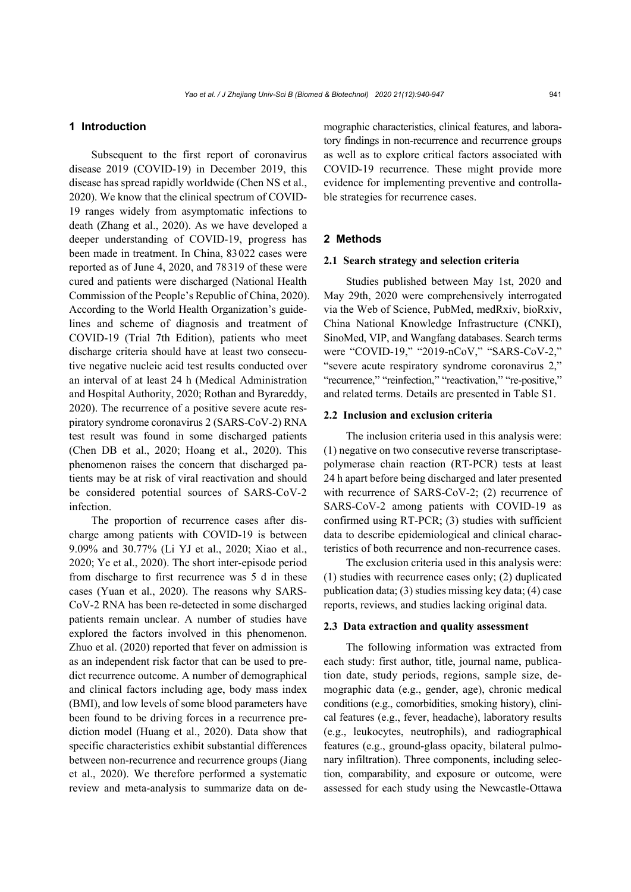## 1 Introduction

Subsequent to the first report of coronavirus disease 2019 (COVID-19) in December 2019, this disease has spread rapidly worldwide (Chen NS et al., 2020). We know that the clinical spectrum of COVID-19 ranges widely from asymptomatic infections to death (Zhang et al., 2020). As we have developed a deeper understanding of COVID-19, progress has been made in treatment. In China, 83022 cases were reported as of June 4, 2020, and 78319 of these were cured and patients were discharged (National Health Commission of the People's Republic of China, 2020). According to the World Health Organization's guidelines and scheme of diagnosis and treatment of COVID-19 (Trial 7th Edition), patients who meet discharge criteria should have at least two consecutive negative nucleic acid test results conducted over an interval of at least 24 h (Medical Administration and Hospital Authority, 2020; Rothan and Byrareddy, 2020). The recurrence of a positive severe acute respiratory syndrome coronavirus 2 (SARS-CoV-2) RNA test result was found in some discharged patients (Chen DB et al., 2020; Hoang et al., 2020). This phenomenon raises the concern that discharged patients may be at risk of viral reactivation and should be considered potential sources of SARS-CoV-2 infection.

The proportion of recurrence cases after discharge among patients with COVID-19 is between 9.09% and 30.77% (Li YJ et al., 2020; Xiao et al., 2020; Ye et al., 2020). The short inter-episode period from discharge to first recurrence was 5 d in these cases (Yuan et al., 2020). The reasons why SARS-CoV-2 RNA has been re-detected in some discharged patients remain unclear. A number of studies have explored the factors involved in this phenomenon. Zhuo et al. (2020) reported that fever on admission is as an independent risk factor that can be used to predict recurrence outcome. A number of demographical and clinical factors including age, body mass index (BMI), and low levels of some blood parameters have been found to be driving forces in a recurrence prediction model (Huang et al., 2020). Data show that specific characteristics exhibit substantial differences between non-recurrence and recurrence groups (Jiang et al., 2020). We therefore performed a systematic review and meta-analysis to summarize data on demographic characteristics, clinical features, and laboratory findings in non-recurrence and recurrence groups as well as to explore critical factors associated with COVID-19 recurrence. These might provide more evidence for implementing preventive and controllable strategies for recurrence cases.

## 2 Methods

### 2.1 Search strategy and selection criteria

Studies published between May 1st, 2020 and May 29th, 2020 were comprehensively interrogated via the Web of Science, PubMed, medRxiv, bioRxiv, China National Knowledge Infrastructure (CNKI), SinoMed, VIP, and Wangfang databases. Search terms were "COVID-19," "2019-nCoV," "SARS-CoV-2," "severe acute respiratory syndrome coronavirus 2," "recurrence," "reinfection," "reactivation," "re-positive," and related terms. Details are presented in Table S1.

### 2.2 Inclusion and exclusion criteria

The inclusion criteria used in this analysis were: (1) negative on two consecutive reverse transcriptase-polymerase chain reaction (RT-PCR) tests at least 24 h apart before being discharged and later presented with recurrence of SARS-CoV-2; (2) recurrence of SARS-CoV-2 among patients with COVID-19 as confirmed using RT-PCR; (3) studies with sufficient data to describe epidemiological and clinical characteristics of both recurrence and non-recurrence cases.

The exclusion criteria used in this analysis were: (1) studies with recurrence cases only; (2) duplicated publication data; (3) studies missing key data; (4) case reports, reviews, and studies lacking original data.

### 2.3 Data extraction and quality assessment

The following information was extracted from each study: first author, title, journal name, publication date, study periods, regions, sample size, demographic data (e.g., gender, age), chronic medical conditions (e.g., comorbidities, smoking history), clinical features (e.g., fever, headache), laboratory results (e.g., leukocytes, neutrophils), and radiographical features (e.g., ground-glass opacity, bilateral pulmonary infiltration). Three components, including selection, comparability, and exposure or outcome, were assessed for each study using the Newcastle-Ottawa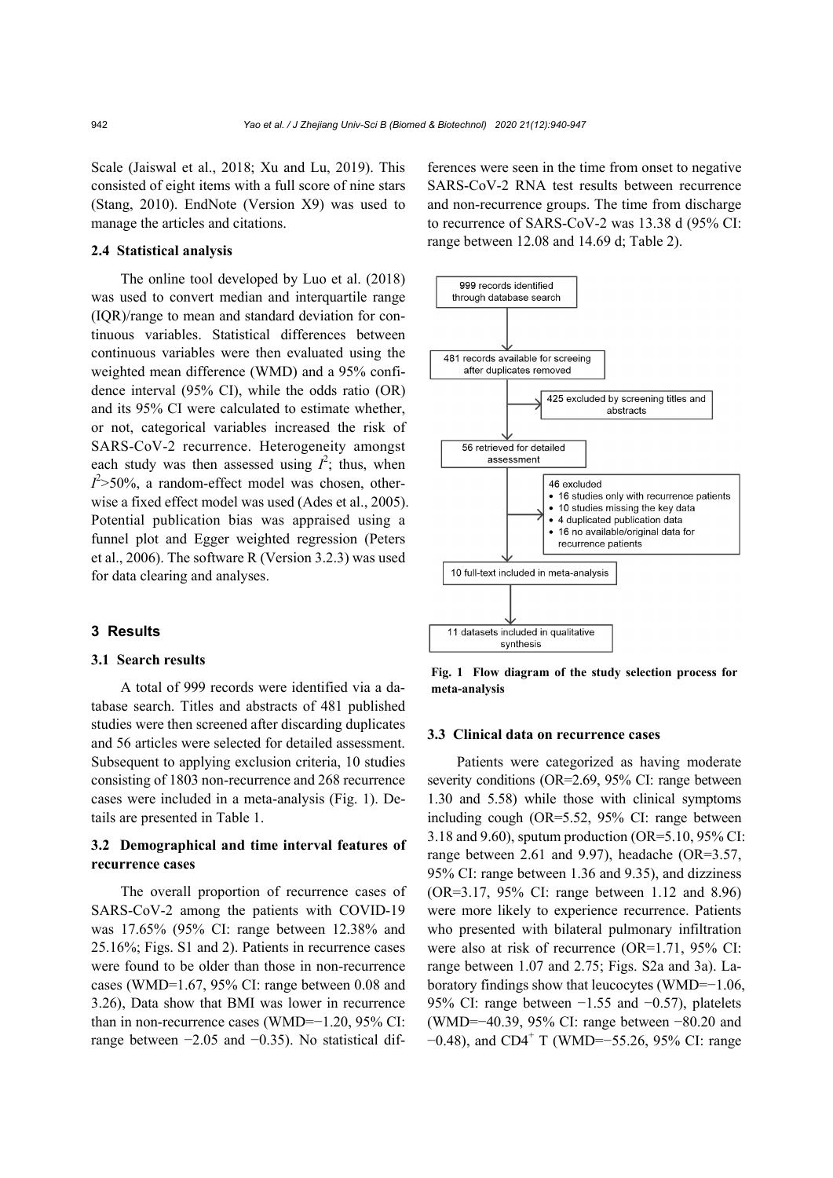Scale (Jaiswal et al., 2018; Xu and Lu, 2019). This consisted of eight items with a full score of nine stars (Stang, 2010). EndNote (Version X9) was used to manage the articles and citations.

### 2.4 Statistical analysis

The online tool developed by Luo et al. (2018) was used to convert median and interquartile range (IQR)/range to mean and standard deviation for continuous variables. Statistical differences between continuous variables were then evaluated using the weighted mean difference (WMD) and a 95% confidence interval (95% CI), while the odds ratio (OR) and its 95% CI were calculated to estimate whether, or not, categorical variables increased the risk of SARS-CoV-2 recurrence. Heterogeneity amongst each study was then assessed using $I^2$; thus, when $I^2>50\%$, a random-effect model was chosen, otherwise a fixed effect model was used (Ades et al., 2005). Potential publication bias was appraised using a funnel plot and Egger weighted regression (Peters et al., 2006). The software R (Version 3.2.3) was used for data clearing and analyses.

## 3 Results

### 3.1 Search results

A total of 999 records were identified via a database search. Titles and abstracts of 481 published studies were then screened after discarding duplicates and 56 articles were selected for detailed assessment. Subsequent to applying exclusion criteria, 10 studies consisting of 1803 non-recurrence and 268 recurrence cases were included in a meta-analysis (Fig. 1). Details are presented in Table 1.

### 3.2 Demographical and time interval features of recurrence cases

The overall proportion of recurrence cases of SARS-CoV-2 among the patients with COVID-19 was 17.65% (95% CI: range between 12.38% and 25.16%; Figs. S1 and 2). Patients in recurrence cases were found to be older than those in non-recurrence cases (WMD=1.67, 95% CI: range between 0.08 and 3.26), Data show that BMI was lower in recurrence than in non-recurrence cases (WMD=−1.20, 95% CI: range between −2.05 and −0.35). No statistical differences were seen in the time from onset to negative SARS-CoV-2 RNA test results between recurrence and non-recurrence groups. The time from discharge to recurrence of SARS-CoV-2 was 13.38 d (95% CI: range between 12.08 and 14.69 d; Table 2).

999 records identified through database search

481 records available for screeing after duplicates removed

425 excluded by screening titles and abstracts

56 retrieved for detailed assessment

46 excluded
- 16 studies only with recurrence patients
- 10 studies missing the key data
- 4 duplicated publication data
- 16 no available/original data for recurrence patients

10 full-text included in meta-analysis

11 datasets included in qualitative synthesis

**Fig. 1 Flow diagram of the study selection process for meta-analysis**

### 3.3 Clinical data on recurrence cases

Patients were categorized as having moderate severity conditions (OR=2.69, 95% CI: range between 1.30 and 5.58) while those with clinical symptoms including cough (OR=5.52, 95% CI: range between 3.18 and 9.60), sputum production (OR=5.10, 95% CI: range between 2.61 and 9.97), headache (OR=3.57, 95% CI: range between 1.36 and 9.35), and dizziness (OR=3.17, 95% CI: range between 1.12 and 8.96) were more likely to experience recurrence. Patients who presented with bilateral pulmonary infiltration were also at risk of recurrence (OR=1.71, 95% CI: range between 1.07 and 2.75; Figs. S2a and 3a). Laboratory findings show that leucocytes (WMD=−1.06, 95% CI: range between −1.55 and −0.57), platelets (WMD=−40.39, 95% CI: range between −80.20 and −0.48), and $CD4^+$ T (WMD=−55.26, 95% CI: range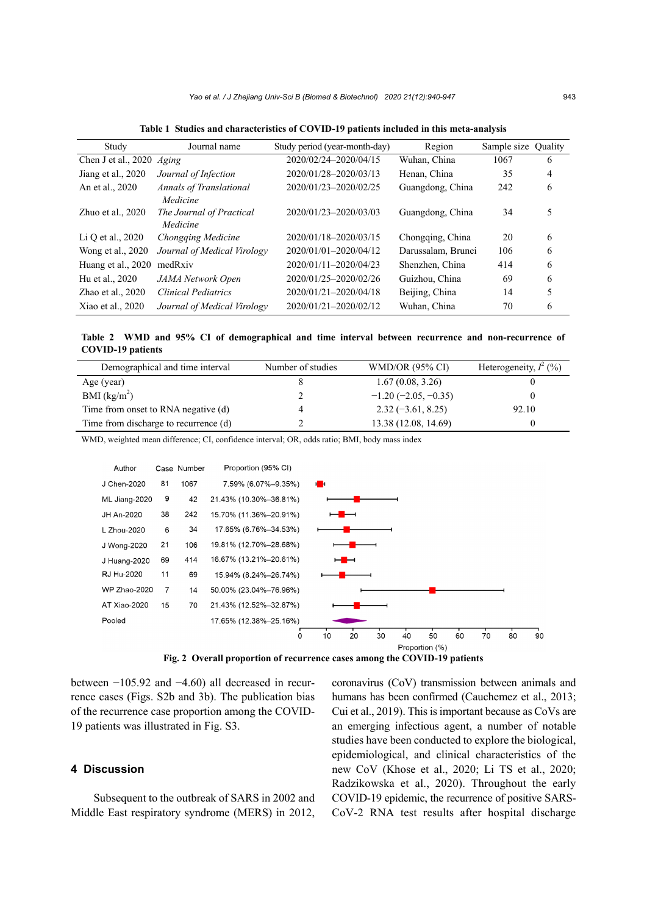**Table 1 Studies and characteristics of COVID-19 patients included in this meta-analysis**

| Study | Journal name | Study period (year-month-day) | Region | Sample size | Quality |
|---|---|---|---|---|---|
| Chen J et al., 2020 | *Aging* | 2020/02/24–2020/04/15 | Wuhan, China | 1067 | 6 |
| Jiang et al., 2020 | *Journal of Infection* | 2020/01/28–2020/03/13 | Henan, China | 35 | 4 |
| An et al., 2020 | *Annals of Translational Medicine* | 2020/01/23–2020/02/25 | Guangdong, China | 242 | 6 |
| Zhuo et al., 2020 | *The Journal of Practical Medicine* | 2020/01/23–2020/03/03 | Guangdong, China | 34 | 5 |
| Li Q et al., 2020 | *Chongqing Medicine* | 2020/01/18–2020/03/15 | Chongqing, China | 20 | 6 |
| Wong et al., 2020 | *Journal of Medical Virology* | 2020/01/01–2020/04/12 | Darussalam, Brunei | 106 | 6 |
| Huang et al., 2020 | medRxiv | 2020/01/11–2020/04/23 | Shenzhen, China | 414 | 6 |
| Hu et al., 2020 | *JAMA Network Open* | 2020/01/25–2020/02/26 | Guizhou, China | 69 | 6 |
| Zhao et al., 2020 | *Clinical Pediatrics* | 2020/01/21–2020/04/18 | Beijing, China | 14 | 5 |
| Xiao et al., 2020 | *Journal of Medical Virology* | 2020/01/21–2020/02/12 | Wuhan, China | 70 | 6 |

**Table 2 WMD and 95% CI of demographical and time interval between recurrence and non-recurrence of COVID-19 patients**

| Demographical and time interval | Number of studies | WMD/OR (95% CI) | Heterogeneity, $I^2$ (%) |
|---|---|---|---|
| Age (year) | 8 | 1.67 (0.08, 3.26) | 0 |
| BMI (kg/m$^2$) | 2 | −1.20 (−2.05, −0.35) | 0 |
| Time from onset to RNA negative (d) | 4 | 2.32 (−3.61, 8.25) | 92.10 |
| Time from discharge to recurrence (d) | 2 | 13.38 (12.08, 14.69) | 0 |

WMD, weighted mean difference; CI, confidence interval; OR, odds ratio; BMI, body mass index

| Author | Case | Number | Proportion (95% CI) |
|---|---|---|---|
| J Chen-2020 | 81 | 1067 | 7.59% (6.07%–9.35%) |
| ML Jiang-2020 | 9 | 42 | 21.43% (10.30%–36.81%) |
| JH An-2020 | 38 | 242 | 15.70% (11.36%–20.91%) |
| L Zhou-2020 | 6 | 34 | 17.65% (6.76%–34.53%) |
| J Wong-2020 | 21 | 106 | 19.81% (12.70%–28.68%) |
| J Huang-2020 | 69 | 414 | 16.67% (13.21%–20.61%) |
| RJ Hu-2020 | 11 | 69 | 15.94% (8.24%–26.74%) |
| WP Zhao-2020 | 7 | 14 | 50.00% (23.04%–76.96%) |
| AT Xiao-2020 | 15 | 70 | 21.43% (12.52%–32.87%) |
| Pooled | | | 17.65% (12.38%–25.16%) |

**Fig. 2 Overall proportion of recurrence cases among the COVID-19 patients**

between −105.92 and −4.60) all decreased in recurrence cases (Figs. S2b and 3b). The publication bias of the recurrence case proportion among the COVID-19 patients was illustrated in Fig. S3.

## 4 Discussion

Subsequent to the outbreak of SARS in 2002 and Middle East respiratory syndrome (MERS) in 2012, coronavirus (CoV) transmission between animals and humans has been confirmed (Cauchemez et al., 2013; Cui et al., 2019). This is important because as CoVs are an emerging infectious agent, a number of notable studies have been conducted to explore the biological, epidemiological, and clinical characteristics of the new CoV (Khose et al., 2020; Li TS et al., 2020; Radzikowska et al., 2020). Throughout the early COVID-19 epidemic, the recurrence of positive SARS-CoV-2 RNA test results after hospital discharge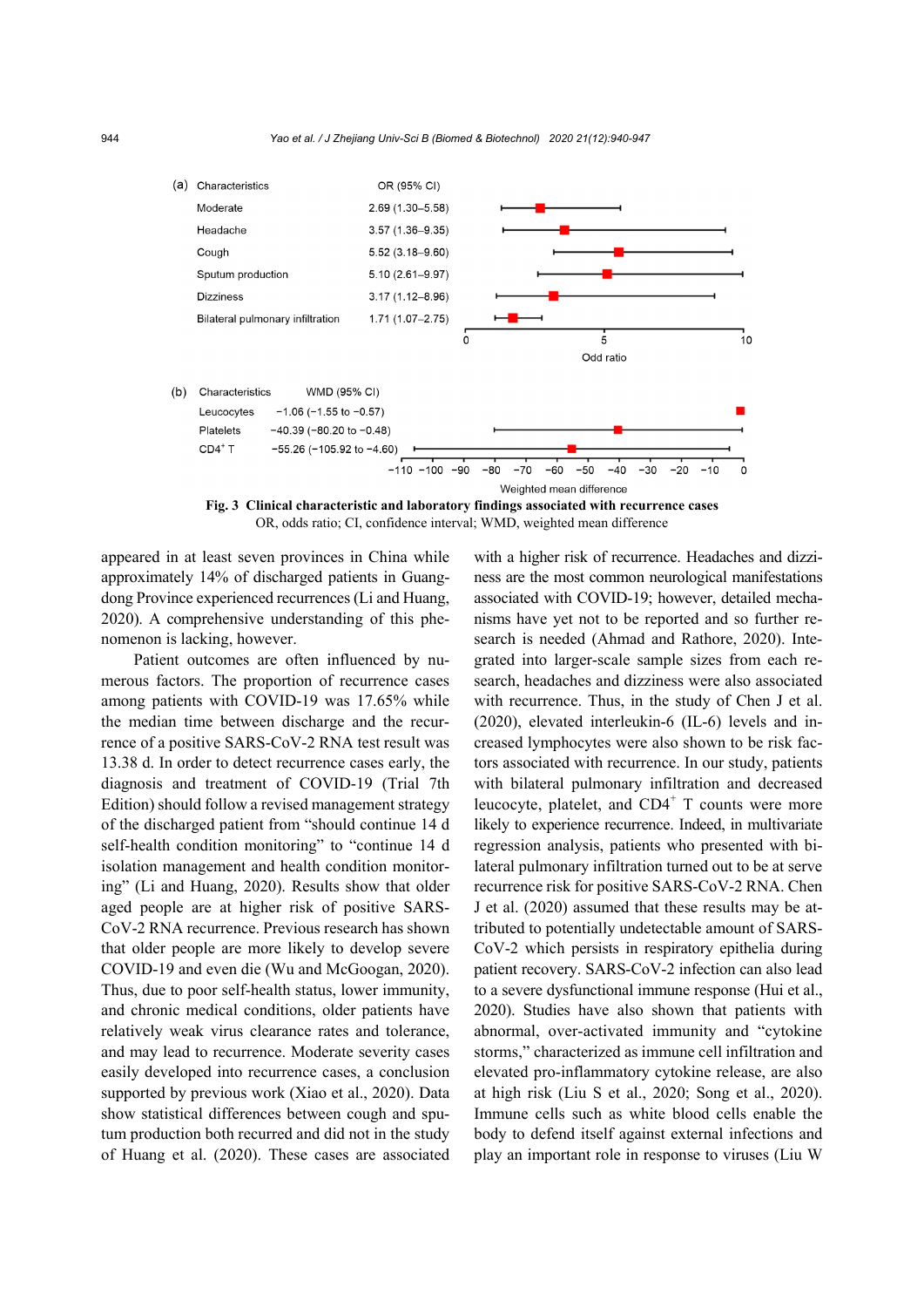(a)

| Characteristics | OR (95% CI) |
|---|---|
| Moderate | 2.69 (1.30–5.58) |
| Headache | 3.57 (1.36–9.35) |
| Cough | 5.52 (3.18–9.60) |
| Sputum production | 5.10 (2.61–9.97) |
| Dizziness | 3.17 (1.12–8.96) |
| Bilateral pulmonary infiltration | 1.71 (1.07–2.75) |

(b)

| Characteristics | WMD (95% CI) |
|---|---|
| Leucocytes | −1.06 (−1.55 to −0.57) |
| Platelets | −40.39 (−80.20 to −0.48) |
| $CD4^+$ T | −55.26 (−105.92 to −4.60) |

**Fig. 3 Clinical characteristic and laboratory findings associated with recurrence cases**

OR, odds ratio; CI, confidence interval; WMD, weighted mean difference

appeared in at least seven provinces in China while approximately 14% of discharged patients in Guangdong Province experienced recurrences (Li and Huang, 2020). A comprehensive understanding of this phenomenon is lacking, however.

Patient outcomes are often influenced by numerous factors. The proportion of recurrence cases among patients with COVID-19 was 17.65% while the median time between discharge and the recurrence of a positive SARS-CoV-2 RNA test result was 13.38 d. In order to detect recurrence cases early, the diagnosis and treatment of COVID-19 (Trial 7th Edition) should follow a revised management strategy of the discharged patient from "should continue 14 d self-health condition monitoring" to "continue 14 d isolation management and health condition monitoring" (Li and Huang, 2020). Results show that older aged people are at higher risk of positive SARS-CoV-2 RNA recurrence. Previous research has shown that older people are more likely to develop severe COVID-19 and even die (Wu and McGoogan, 2020). Thus, due to poor self-health status, lower immunity, and chronic medical conditions, older patients have relatively weak virus clearance rates and tolerance, and may lead to recurrence. Moderate severity cases easily developed into recurrence cases, a conclusion supported by previous work (Xiao et al., 2020). Data show statistical differences between cough and sputum production both recurred and did not in the study of Huang et al. (2020). These cases are associated with a higher risk of recurrence. Headaches and dizziness are the most common neurological manifestations associated with COVID-19; however, detailed mechanisms have yet not to be reported and so further research is needed (Ahmad and Rathore, 2020). Integrated into larger-scale sample sizes from each research, headaches and dizziness were also associated with recurrence. Thus, in the study of Chen J et al. (2020), elevated interleukin-6 (IL-6) levels and increased lymphocytes were also shown to be risk factors associated with recurrence. In our study, patients with bilateral pulmonary infiltration and decreased leucocyte, platelet, and $CD4^+$ T counts were more likely to experience recurrence. Indeed, in multivariate regression analysis, patients who presented with bilateral pulmonary infiltration turned out to be at serve recurrence risk for positive SARS-CoV-2 RNA. Chen J et al. (2020) assumed that these results may be attributed to potentially undetectable amount of SARS-CoV-2 which persists in respiratory epithelia during patient recovery. SARS-CoV-2 infection can also lead to a severe dysfunctional immune response (Hui et al., 2020). Studies have also shown that patients with abnormal, over-activated immunity and "cytokine storms," characterized as immune cell infiltration and elevated pro-inflammatory cytokine release, are also at high risk (Liu S et al., 2020; Song et al., 2020). Immune cells such as white blood cells enable the body to defend itself against external infections and play an important role in response to viruses (Liu W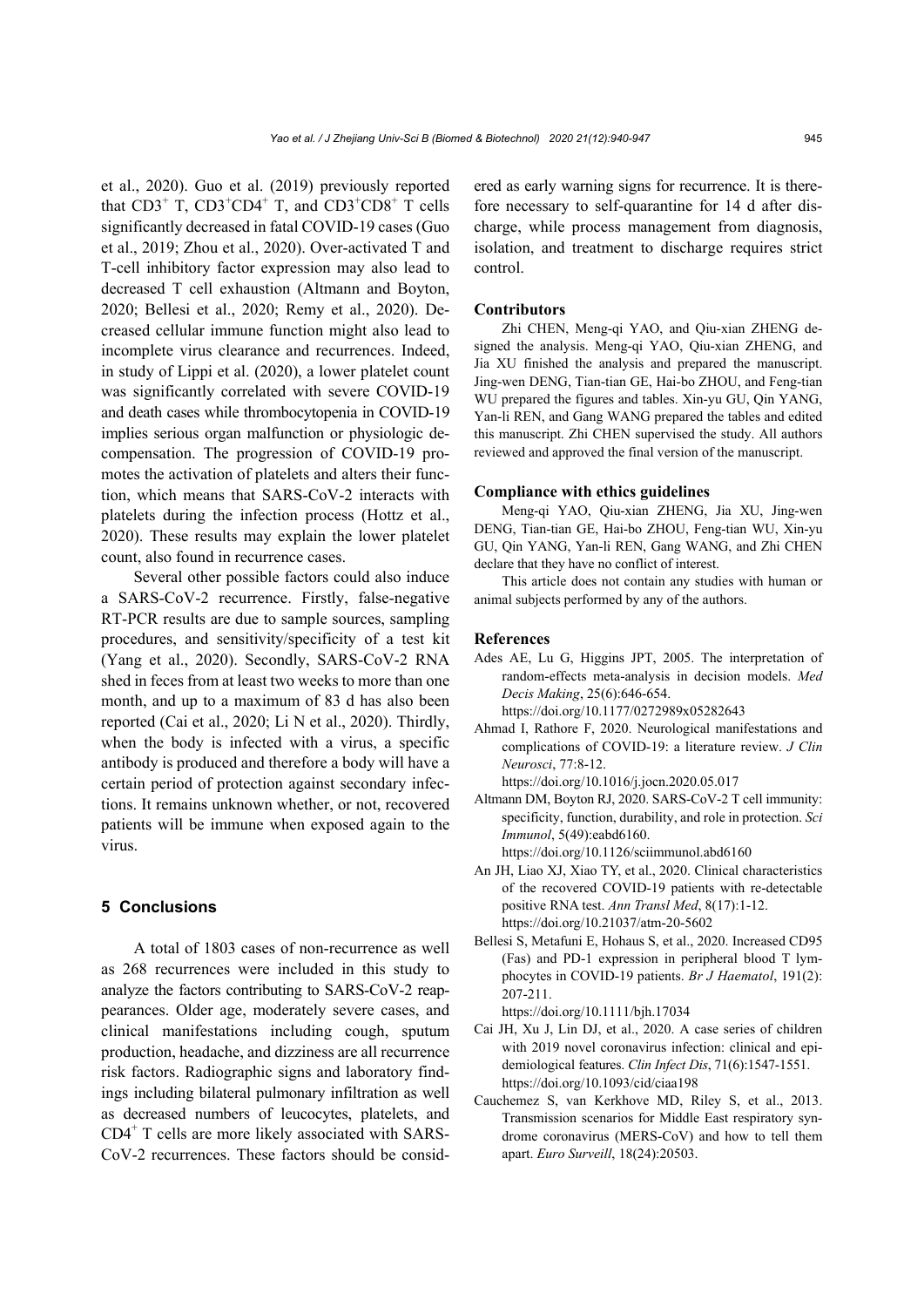et al., 2020). Guo et al. (2019) previously reported that $CD3^+$ T, $CD3^+CD4^+$ T, and $CD3^+CD8^+$ T cells significantly decreased in fatal COVID-19 cases (Guo et al., 2019; Zhou et al., 2020). Over-activated T and T-cell inhibitory factor expression may also lead to decreased T cell exhaustion (Altmann and Boyton, 2020; Bellesi et al., 2020; Remy et al., 2020). Decreased cellular immune function might also lead to incomplete virus clearance and recurrences. Indeed, in study of Lippi et al. (2020), a lower platelet count was significantly correlated with severe COVID-19 and death cases while thrombocytopenia in COVID-19 implies serious organ malfunction or physiologic decompensation. The progression of COVID-19 promotes the activation of platelets and alters their function, which means that SARS-CoV-2 interacts with platelets during the infection process (Hottz et al., 2020). These results may explain the lower platelet count, also found in recurrence cases.

Several other possible factors could also induce a SARS-CoV-2 recurrence. Firstly, false-negative RT-PCR results are due to sample sources, sampling procedures, and sensitivity/specificity of a test kit (Yang et al., 2020). Secondly, SARS-CoV-2 RNA shed in feces from at least two weeks to more than one month, and up to a maximum of 83 d has also been reported (Cai et al., 2020; Li N et al., 2020). Thirdly, when the body is infected with a virus, a specific antibody is produced and therefore a body will have a certain period of protection against secondary infections. It remains unknown whether, or not, recovered patients will be immune when exposed again to the virus.

## 5 Conclusions

A total of 1803 cases of non-recurrence as well as 268 recurrences were included in this study to analyze the factors contributing to SARS-CoV-2 reappearances. Older age, moderately severe cases, and clinical manifestations including cough, sputum production, headache, and dizziness are all recurrence risk factors. Radiographic signs and laboratory findings including bilateral pulmonary infiltration as well as decreased numbers of leucocytes, platelets, and $CD4^+$ T cells are more likely associated with SARS-CoV-2 recurrences. These factors should be considered as early warning signs for recurrence. It is therefore necessary to self-quarantine for 14 d after discharge, while process management from diagnosis, isolation, and treatment to discharge requires strict control.

### Contributors

Zhi CHEN, Meng-qi YAO, and Qiu-xian ZHENG designed the analysis. Meng-qi YAO, Qiu-xian ZHENG, and Jia XU finished the analysis and prepared the manuscript. Jing-wen DENG, Tian-tian GE, Hai-bo ZHOU, and Feng-tian WU prepared the figures and tables. Xin-yu GU, Qin YANG, Yan-li REN, and Gang WANG prepared the tables and edited this manuscript. Zhi CHEN supervised the study. All authors reviewed and approved the final version of the manuscript.

### Compliance with ethics guidelines

Meng-qi YAO, Qiu-xian ZHENG, Jia XU, Jing-wen DENG, Tian-tian GE, Hai-bo ZHOU, Feng-tian WU, Xin-yu GU, Qin YANG, Yan-li REN, Gang WANG, and Zhi CHEN declare that they have no conflict of interest.

This article does not contain any studies with human or animal subjects performed by any of the authors.

### References

Ades AE, Lu G, Higgins JPT, 2005. The interpretation of random-effects meta-analysis in decision models. *Med Decis Making*, 25(6):646-654. https://doi.org/10.1177/0272989x05282643

Ahmad I, Rathore F, 2020. Neurological manifestations and complications of COVID-19: a literature review. *J Clin Neurosci*, 77:8-12. https://doi.org/10.1016/j.jocn.2020.05.017

Altmann DM, Boyton RJ, 2020. SARS-CoV-2 T cell immunity: specificity, function, durability, and role in protection. *Sci Immunol*, 5(49):eabd6160. https://doi.org/10.1126/sciimmunol.abd6160

An JH, Liao XJ, Xiao TY, et al., 2020. Clinical characteristics of the recovered COVID-19 patients with re-detectable positive RNA test. *Ann Transl Med*, 8(17):1-12. https://doi.org/10.21037/atm-20-5602

Bellesi S, Metafuni E, Hohaus S, et al., 2020. Increased CD95 (Fas) and PD-1 expression in peripheral blood T lymphocytes in COVID-19 patients. *Br J Haematol*, 191(2): 207-211. https://doi.org/10.1111/bjh.17034

Cai JH, Xu J, Lin DJ, et al., 2020. A case series of children with 2019 novel coronavirus infection: clinical and epidemiological features. *Clin Infect Dis*, 71(6):1547-1551. https://doi.org/10.1093/cid/ciaa198

Cauchemez S, van Kerkhove MD, Riley S, et al., 2013. Transmission scenarios for Middle East respiratory syndrome coronavirus (MERS-CoV) and how to tell them apart. *Euro Surveill*, 18(24):20503.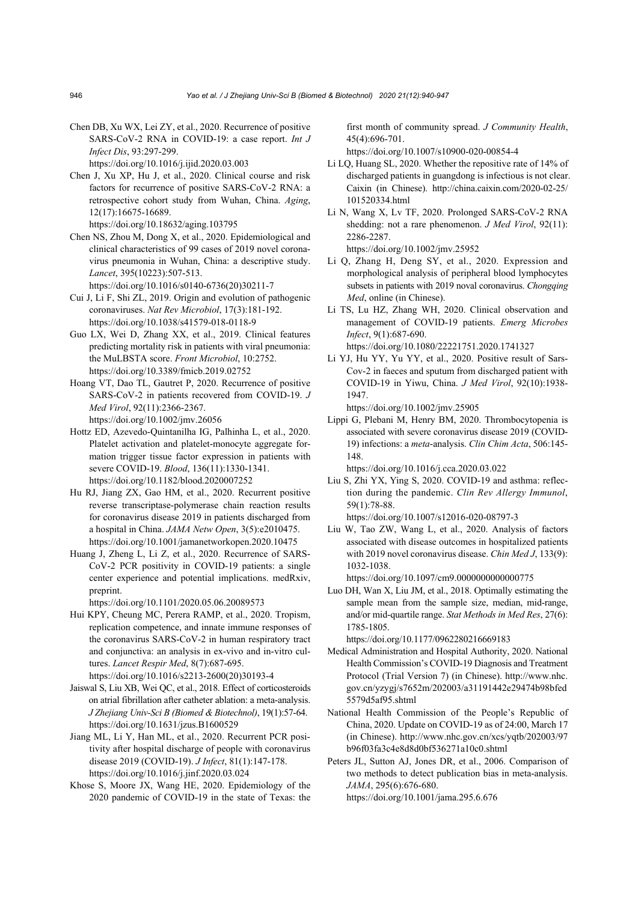Chen DB, Xu WX, Lei ZY, et al., 2020. Recurrence of positive SARS-CoV-2 RNA in COVID-19: a case report. *Int J Infect Dis*, 93:297-299.
https://doi.org/10.1016/j.ijid.2020.03.003

Chen J, Xu XP, Hu J, et al., 2020. Clinical course and risk factors for recurrence of positive SARS-CoV-2 RNA: a retrospective cohort study from Wuhan, China. *Aging*, 12(17):16675-16689.
https://doi.org/10.18632/aging.103795

Chen NS, Zhou M, Dong X, et al., 2020. Epidemiological and clinical characteristics of 99 cases of 2019 novel coronavirus pneumonia in Wuhan, China: a descriptive study. *Lancet*, 395(10223):507-513.
https://doi.org/10.1016/s0140-6736(20)30211-7

Cui J, Li F, Shi ZL, 2019. Origin and evolution of pathogenic coronaviruses. *Nat Rev Microbiol*, 17(3):181-192.
https://doi.org/10.1038/s41579-018-0118-9

Guo LX, Wei D, Zhang XX, et al., 2019. Clinical features predicting mortality risk in patients with viral pneumonia: the MuLBSTA score. *Front Microbiol*, 10:2752.
https://doi.org/10.3389/fmicb.2019.02752

Hoang VT, Dao TL, Gautret P, 2020. Recurrence of positive SARS-CoV-2 in patients recovered from COVID-19. *J Med Virol*, 92(11):2366-2367.
https://doi.org/10.1002/jmv.26056

Hottz ED, Azevedo-Quintanilha IG, Palhinha L, et al., 2020. Platelet activation and platelet-monocyte aggregate formation trigger tissue factor expression in patients with severe COVID-19. *Blood*, 136(11):1330-1341.
https://doi.org/10.1182/blood.2020007252

Hu RJ, Jiang ZX, Gao HM, et al., 2020. Recurrent positive reverse transcriptase-polymerase chain reaction results for coronavirus disease 2019 in patients discharged from a hospital in China. *JAMA Netw Open*, 3(5):e2010475.
https://doi.org/10.1001/jamanetworkopen.2020.10475

Huang J, Zheng L, Li Z, et al., 2020. Recurrence of SARS-CoV-2 PCR positivity in COVID-19 patients: a single center experience and potential implications. medRxiv, preprint.
https://doi.org/10.1101/2020.05.06.20089573

Hui KPY, Cheung MC, Perera RAMP, et al., 2020. Tropism, replication competence, and innate immune responses of the coronavirus SARS-CoV-2 in human respiratory tract and conjunctiva: an analysis in ex-vivo and in-vitro cultures. *Lancet Respir Med*, 8(7):687-695.
https://doi.org/10.1016/s2213-2600(20)30193-4

Jaiswal S, Liu XB, Wei QC, et al., 2018. Effect of corticosteroids on atrial fibrillation after catheter ablation: a meta-analysis. *J Zhejiang Univ-Sci B (Biomed & Biotechnol)*, 19(1):57-64.
https://doi.org/10.1631/jzus.B1600529

Jiang ML, Li Y, Han ML, et al., 2020. Recurrent PCR positivity after hospital discharge of people with coronavirus disease 2019 (COVID-19). *J Infect*, 81(1):147-178.
https://doi.org/10.1016/j.jinf.2020.03.024

Khose S, Moore JX, Wang HE, 2020. Epidemiology of the 2020 pandemic of COVID-19 in the state of Texas: the first month of community spread. *J Community Health*, 45(4):696-701.
https://doi.org/10.1007/s10900-020-00854-4

Li LQ, Huang SL, 2020. Whether the repositive rate of 14% of discharged patients in guangdong is infectious is not clear. Caixin (in Chinese). http://china.caixin.com/2020-02-25/101520334.html

Li N, Wang X, Lv TF, 2020. Prolonged SARS-CoV-2 RNA shedding: not a rare phenomenon. *J Med Virol*, 92(11):2286-2287.
https://doi.org/10.1002/jmv.25952

Li Q, Zhang H, Deng SY, et al., 2020. Expression and morphological analysis of peripheral blood lymphocytes subsets in patients with 2019 noval coronavirus. *Chongqing Med*, online (in Chinese).

Li TS, Lu HZ, Zhang WH, 2020. Clinical observation and management of COVID-19 patients. *Emerg Microbes Infect*, 9(1):687-690.
https://doi.org/10.1080/22221751.2020.1741327

Li YJ, Hu YY, Yu YY, et al., 2020. Positive result of Sars-Cov-2 in faeces and sputum from discharged patient with COVID-19 in Yiwu, China. *J Med Virol*, 92(10):1938-1947.
https://doi.org/10.1002/jmv.25905

Lippi G, Plebani M, Henry BM, 2020. Thrombocytopenia is associated with severe coronavirus disease 2019 (COVID-19) infections: a *meta*-analysis. *Clin Chim Acta*, 506:145-148.
https://doi.org/10.1016/j.cca.2020.03.022

Liu S, Zhi YX, Ying S, 2020. COVID-19 and asthma: reflection during the pandemic. *Clin Rev Allergy Immunol*, 59(1):78-88.
https://doi.org/10.1007/s12016-020-08797-3

Liu W, Tao ZW, Wang L, et al., 2020. Analysis of factors associated with disease outcomes in hospitalized patients with 2019 novel coronavirus disease. *Chin Med J*, 133(9):1032-1038.
https://doi.org/10.1097/cm9.0000000000000775

Luo DH, Wan X, Liu JM, et al., 2018. Optimally estimating the sample mean from the sample size, median, mid-range, and/or mid-quartile range. *Stat Methods in Med Res*, 27(6):1785-1805.
https://doi.org/10.1177/0962280216669183

Medical Administration and Hospital Authority, 2020. National Health Commission's COVID-19 Diagnosis and Treatment Protocol (Trial Version 7) (in Chinese). http://www.nhc.gov.cn/yzygj/s7652m/202003/a31191442e29474b98bfed5579d5af95.shtml

National Health Commission of the People's Republic of China, 2020. Update on COVID-19 as of 24:00, March 17 (in Chinese). http://www.nhc.gov.cn/xcs/yqtb/202003/97b96f03fa3c4e8d8d0bf536271a10c0.shtml

Peters JL, Sutton AJ, Jones DR, et al., 2006. Comparison of two methods to detect publication bias in meta-analysis. *JAMA*, 295(6):676-680.
https://doi.org/10.1001/jama.295.6.676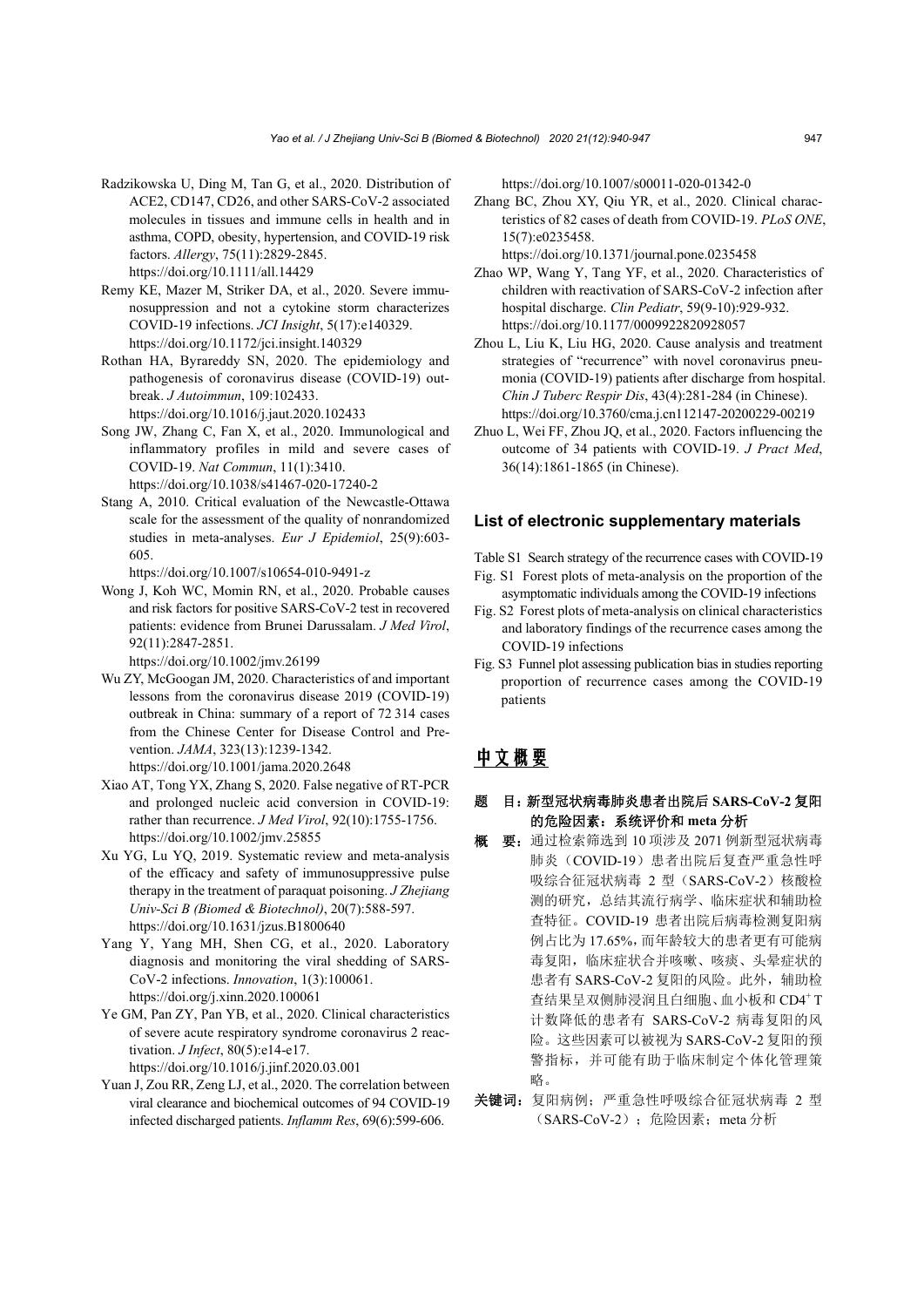Radzikowska U, Ding M, Tan G, et al., 2020. Distribution of ACE2, CD147, CD26, and other SARS-CoV-2 associated molecules in tissues and immune cells in health and in asthma, COPD, obesity, hypertension, and COVID-19 risk factors. *Allergy*, 75(11):2829-2845. https://doi.org/10.1111/all.14429

Remy KE, Mazer M, Striker DA, et al., 2020. Severe immunosuppression and not a cytokine storm characterizes COVID-19 infections. *JCI Insight*, 5(17):e140329. https://doi.org/10.1172/jci.insight.140329

Rothan HA, Byrareddy SN, 2020. The epidemiology and pathogenesis of coronavirus disease (COVID-19) outbreak. *J Autoimmun*, 109:102433. https://doi.org/10.1016/j.jaut.2020.102433

Song JW, Zhang C, Fan X, et al., 2020. Immunological and inflammatory profiles in mild and severe cases of COVID-19. *Nat Commun*, 11(1):3410. https://doi.org/10.1038/s41467-020-17240-2

Stang A, 2010. Critical evaluation of the Newcastle-Ottawa scale for the assessment of the quality of nonrandomized studies in meta-analyses. *Eur J Epidemiol*, 25(9):603-605. https://doi.org/10.1007/s10654-010-9491-z

Wong J, Koh WC, Momin RN, et al., 2020. Probable causes and risk factors for positive SARS-CoV-2 test in recovered patients: evidence from Brunei Darussalam. *J Med Virol*, 92(11):2847-2851. https://doi.org/10.1002/jmv.26199

Wu ZY, McGoogan JM, 2020. Characteristics of and important lessons from the coronavirus disease 2019 (COVID-19) outbreak in China: summary of a report of 72 314 cases from the Chinese Center for Disease Control and Prevention. *JAMA*, 323(13):1239-1342. https://doi.org/10.1001/jama.2020.2648

Xiao AT, Tong YX, Zhang S, 2020. False negative of RT-PCR and prolonged nucleic acid conversion in COVID-19: rather than recurrence. *J Med Virol*, 92(10):1755-1756. https://doi.org/10.1002/jmv.25855

Xu YG, Lu YQ, 2019. Systematic review and meta-analysis of the efficacy and safety of immunosuppressive pulse therapy in the treatment of paraquat poisoning. *J Zhejiang Univ-Sci B (Biomed & Biotechnol)*, 20(7):588-597. https://doi.org/10.1631/jzus.B1800640

Yang Y, Yang MH, Shen CG, et al., 2020. Laboratory diagnosis and monitoring the viral shedding of SARS-CoV-2 infections. *Innovation*, 1(3):100061. https://doi.org/j.xinn.2020.100061

Ye GM, Pan ZY, Pan YB, et al., 2020. Clinical characteristics of severe acute respiratory syndrome coronavirus 2 reactivation. *J Infect*, 80(5):e14-e17. https://doi.org/10.1016/j.jinf.2020.03.001

Yuan J, Zou RR, Zeng LJ, et al., 2020. The correlation between viral clearance and biochemical outcomes of 94 COVID-19 infected discharged patients. *Inflamm Res*, 69(6):599-606. https://doi.org/10.1007/s00011-020-01342-0

Zhang BC, Zhou XY, Qiu YR, et al., 2020. Clinical characteristics of 82 cases of death from COVID-19. *PLoS ONE*, 15(7):e0235458. https://doi.org/10.1371/journal.pone.0235458

Zhao WP, Wang Y, Tang YF, et al., 2020. Characteristics of children with reactivation of SARS-CoV-2 infection after hospital discharge. *Clin Pediatr*, 59(9-10):929-932. https://doi.org/10.1177/0009922820928057

Zhou L, Liu K, Liu HG, 2020. Cause analysis and treatment strategies of "recurrence" with novel coronavirus pneumonia (COVID-19) patients after discharge from hospital. *Chin J Tuberc Respir Dis*, 43(4):281-284 (in Chinese). https://doi.org/10.3760/cma.j.cn112147-20200229-00219

Zhuo L, Wei FF, Zhou JQ, et al., 2020. Factors influencing the outcome of 34 patients with COVID-19. *J Pract Med*, 36(14):1861-1865 (in Chinese).

## List of electronic supplementary materials

Table S1 Search strategy of the recurrence cases with COVID-19

Fig. S1 Forest plots of meta-analysis on the proportion of the asymptomatic individuals among the COVID-19 infections

Fig. S2 Forest plots of meta-analysis on clinical characteristics and laboratory findings of the recurrence cases among the COVID-19 infections

Fig. S3 Funnel plot assessing publication bias in studies reporting proportion of recurrence cases among the COVID-19 patients

## 中文概要

**题　目：新型冠状病毒肺炎患者出院后 SARS-CoV-2 复阳的危险因素：系统评价和 meta 分析**

**概　要：**通过检索筛选到 10 项涉及 2071 例新型冠状病毒肺炎（COVID-19）患者出院后复查严重急性呼吸综合征冠状病毒 2 型（SARS-CoV-2）核酸检测的研究，总结其流行病学、临床症状和辅助检查特征。COVID-19 患者出院后病毒检测复阳病例占比为 17.65%，而年龄较大的患者更有可能病毒复阳，临床症状合并咳嗽、咳痰、头晕症状的患者有 SARS-CoV-2 复阳的风险。此外，辅助检查结果呈双侧肺浸润且白细胞、血小板和 $CD4^+$ T 计数降低的患者有 SARS-CoV-2 病毒复阳的风险。这些因素可以被视为 SARS-CoV-2 复阳的预警指标，并可能有助于临床制定个体化管理策略。

**关键词：**复阳病例；严重急性呼吸综合征冠状病毒 2 型（SARS-CoV-2）；危险因素；meta 分析